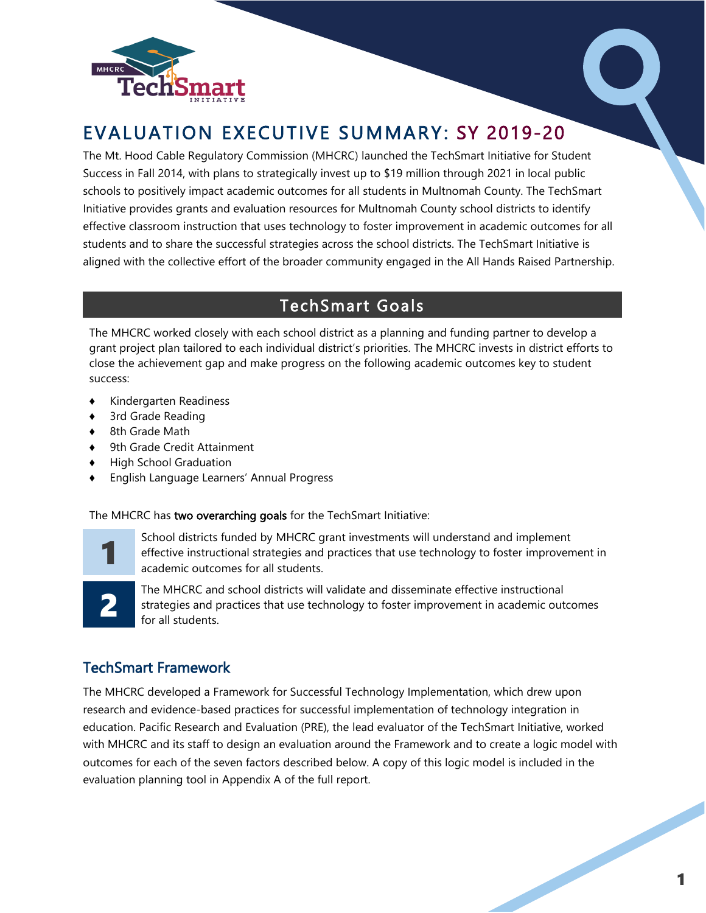# EVALUATION EXECUTIVE SUMMARY: SY 2019-20

The Mt. Hood Cable Regulatory Commission (MHCRC) launched the TechSmart Initiative for Student Success in Fall 2014, with plans to strategically invest up to $19 million through 2021 in local public schools to positively impact academic outcomes for all students in Multnomah County. The TechSmart Initiative provides grants and evaluation resources for Multnomah County school districts to identify effective classroom instruction that uses technology to foster improvement in academic outcomes for all students and to share the successful strategies across the school districts. The TechSmart Initiative is aligned with the collective effort of the broader community engaged in the All Hands Raised Partnership.

## TechSmart Goals

The MHCRC worked closely with each school district as a planning and funding partner to develop a grant project plan tailored to each individual district's priorities. The MHCRC invests in district efforts to close the achievement gap and make progress on the following academic outcomes key to student success:

- Kindergarten Readiness
- 3rd Grade Reading
- 8th Grade Math
- 9th Grade Credit Attainment
- High School Graduation
- English Language Learners' Annual Progress

The MHCRC has **two overarching goals** for the TechSmart Initiative:

1. School districts funded by MHCRC grant investments will understand and implement effective instructional strategies and practices that use technology to foster improvement in academic outcomes for all students.
2. The MHCRC and school districts will validate and disseminate effective instructional strategies and practices that use technology to foster improvement in academic outcomes for all students.

### TechSmart Framework

The MHCRC developed a Framework for Successful Technology Implementation, which drew upon research and evidence-based practices for successful implementation of technology integration in education. Pacific Research and Evaluation (PRE), the lead evaluator of the TechSmart Initiative, worked with MHCRC and its staff to design an evaluation around the Framework and to create a logic model with outcomes for each of the seven factors described below. A copy of this logic model is included in the evaluation planning tool in Appendix A of the full report.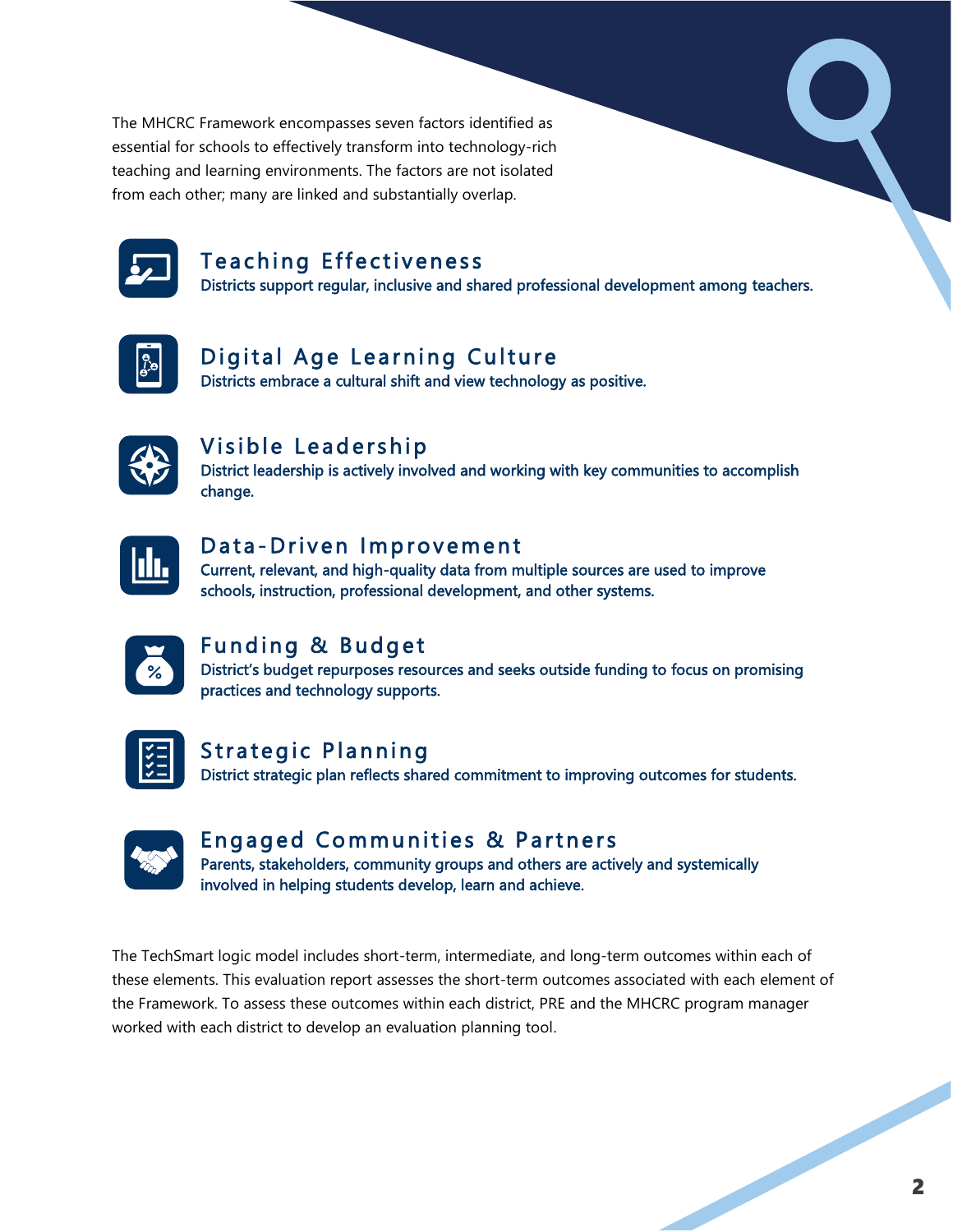The MHCRC Framework encompasses seven factors identified as essential for schools to effectively transform into technology-rich teaching and learning environments. The factors are not isolated from each other; many are linked and substantially overlap.

### Teaching Effectiveness

Districts support regular, inclusive and shared professional development among teachers.

### Digital Age Learning Culture

Districts embrace a cultural shift and view technology as positive.

### Visible Leadership

District leadership is actively involved and working with key communities to accomplish change.

### Data-Driven Improvement

Current, relevant, and high-quality data from multiple sources are used to improve schools, instruction, professional development, and other systems.

### Funding & Budget

District's budget repurposes resources and seeks outside funding to focus on promising practices and technology supports.

### Strategic Planning

District strategic plan reflects shared commitment to improving outcomes for students.

### Engaged Communities & Partners

Parents, stakeholders, community groups and others are actively and systemically involved in helping students develop, learn and achieve.

The TechSmart logic model includes short-term, intermediate, and long-term outcomes within each of these elements. This evaluation report assesses the short-term outcomes associated with each element of the Framework. To assess these outcomes within each district, PRE and the MHCRC program manager worked with each district to develop an evaluation planning tool.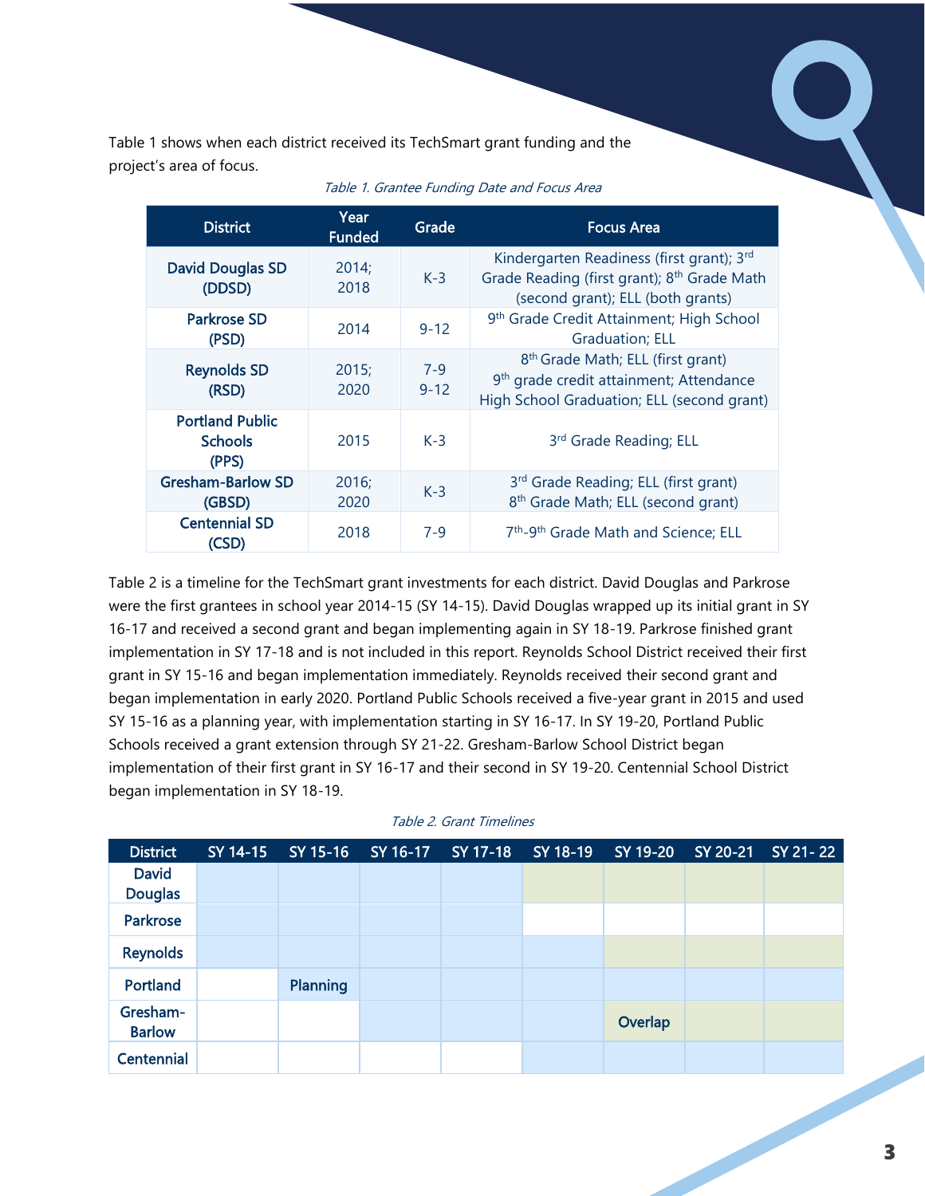Table 1 shows when each district received its TechSmart grant funding and the project's area of focus.

*Table 1. Grantee Funding Date and Focus Area*

| District | Year Funded | Grade | Focus Area |
|---|---|---|---|
| David Douglas SD (DDSD) | 2014; 2018 | K-3 | Kindergarten Readiness (first grant); 3rd Grade Reading (first grant); 8th Grade Math (second grant); ELL (both grants) |
| Parkrose SD (PSD) | 2014 | 9-12 | 9th Grade Credit Attainment; High School Graduation; ELL |
| Reynolds SD (RSD) | 2015; 2020 | 7-9<br>9-12 | 8th Grade Math; ELL (first grant)<br>9th grade credit attainment; Attendance High School Graduation; ELL (second grant) |
| Portland Public Schools (PPS) | 2015 | K-3 | 3rd Grade Reading; ELL |
| Gresham-Barlow SD (GBSD) | 2016; 2020 | K-3 | 3rd Grade Reading; ELL (first grant)<br>8th Grade Math; ELL (second grant) |
| Centennial SD (CSD) | 2018 | 7-9 | 7th-9th Grade Math and Science; ELL |

Table 2 is a timeline for the TechSmart grant investments for each district. David Douglas and Parkrose were the first grantees in school year 2014-15 (SY 14-15). David Douglas wrapped up its initial grant in SY 16-17 and received a second grant and began implementing again in SY 18-19. Parkrose finished grant implementation in SY 17-18 and is not included in this report. Reynolds School District received their first grant in SY 15-16 and began implementation immediately. Reynolds received their second grant and began implementation in early 2020. Portland Public Schools received a five-year grant in 2015 and used SY 15-16 as a planning year, with implementation starting in SY 16-17. In SY 19-20, Portland Public Schools received a grant extension through SY 21-22. Gresham-Barlow School District began implementation of their first grant in SY 16-17 and their second in SY 19-20. Centennial School District began implementation in SY 18-19.

*Table 2. Grant Timelines*

| District | SY 14-15 | SY 15-16 | SY 16-17 | SY 17-18 | SY 18-19 | SY 19-20 | SY 20-21 | SY 21- 22 |
|---|---|---|---|---|---|---|---|---|
| David Douglas | | | | | | | | |
| Parkrose | | | | | | | | |
| Reynolds | | | | | | | | |
| Portland | | Planning | | | | | | |
| Gresham-Barlow | | | | | | Overlap | | |
| Centennial | | | | | | | | |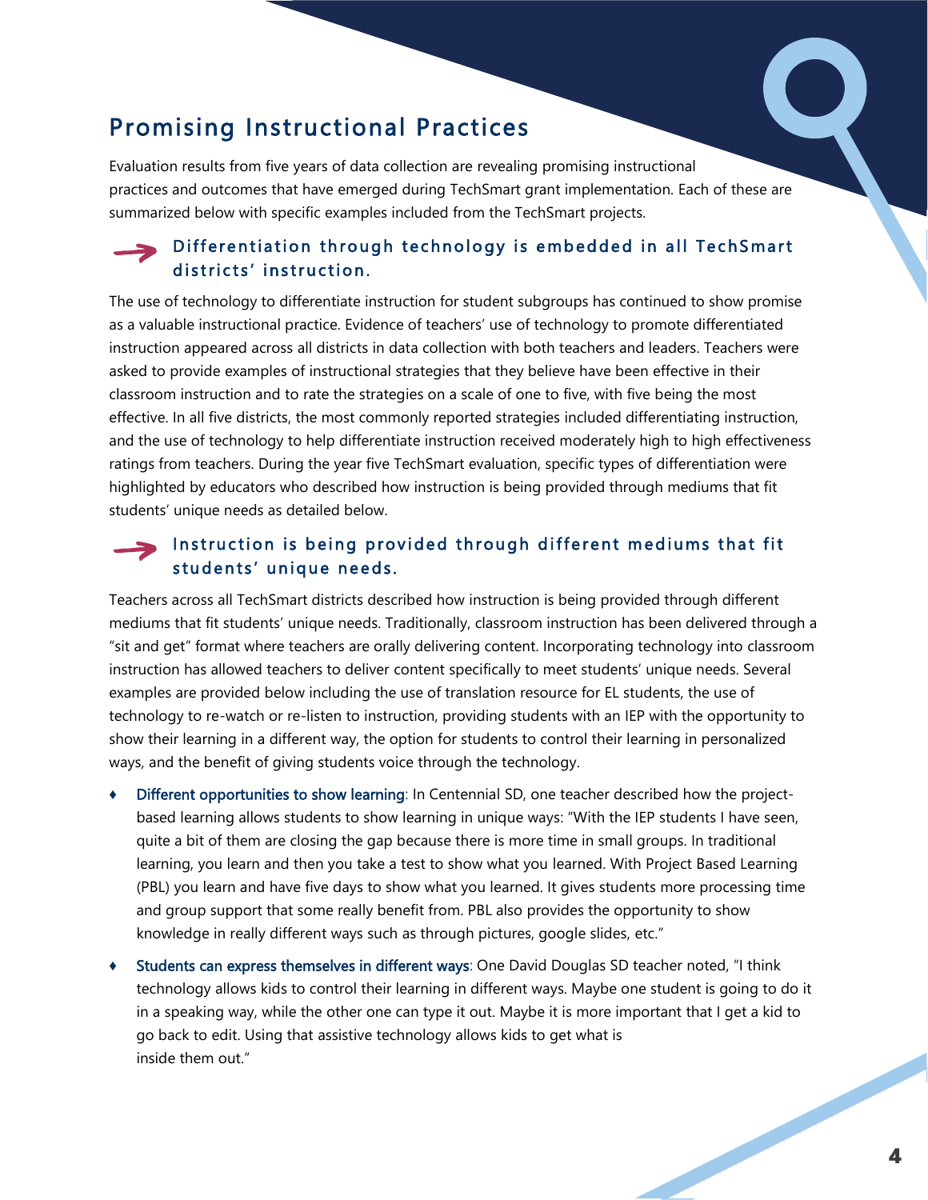## Promising Instructional Practices

Evaluation results from five years of data collection are revealing promising instructional practices and outcomes that have emerged during TechSmart grant implementation. Each of these are summarized below with specific examples included from the TechSmart projects.

### Differentiation through technology is embedded in all TechSmart districts' instruction.

The use of technology to differentiate instruction for student subgroups has continued to show promise as a valuable instructional practice. Evidence of teachers' use of technology to promote differentiated instruction appeared across all districts in data collection with both teachers and leaders. Teachers were asked to provide examples of instructional strategies that they believe have been effective in their classroom instruction and to rate the strategies on a scale of one to five, with five being the most effective. In all five districts, the most commonly reported strategies included differentiating instruction, and the use of technology to help differentiate instruction received moderately high to high effectiveness ratings from teachers. During the year five TechSmart evaluation, specific types of differentiation were highlighted by educators who described how instruction is being provided through mediums that fit students' unique needs as detailed below.

### Instruction is being provided through different mediums that fit students' unique needs.

Teachers across all TechSmart districts described how instruction is being provided through different mediums that fit students' unique needs. Traditionally, classroom instruction has been delivered through a "sit and get" format where teachers are orally delivering content. Incorporating technology into classroom instruction has allowed teachers to deliver content specifically to meet students' unique needs. Several examples are provided below including the use of translation resource for EL students, the use of technology to re-watch or re-listen to instruction, providing students with an IEP with the opportunity to show their learning in a different way, the option for students to control their learning in personalized ways, and the benefit of giving students voice through the technology.

- **Different opportunities to show learning**: In Centennial SD, one teacher described how the project-based learning allows students to show learning in unique ways: "With the IEP students I have seen, quite a bit of them are closing the gap because there is more time in small groups. In traditional learning, you learn and then you take a test to show what you learned. With Project Based Learning (PBL) you learn and have five days to show what you learned. It gives students more processing time and group support that some really benefit from. PBL also provides the opportunity to show knowledge in really different ways such as through pictures, google slides, etc."
- **Students can express themselves in different ways**: One David Douglas SD teacher noted, "I think technology allows kids to control their learning in different ways. Maybe one student is going to do it in a speaking way, while the other one can type it out. Maybe it is more important that I get a kid to go back to edit. Using that assistive technology allows kids to get what is inside them out."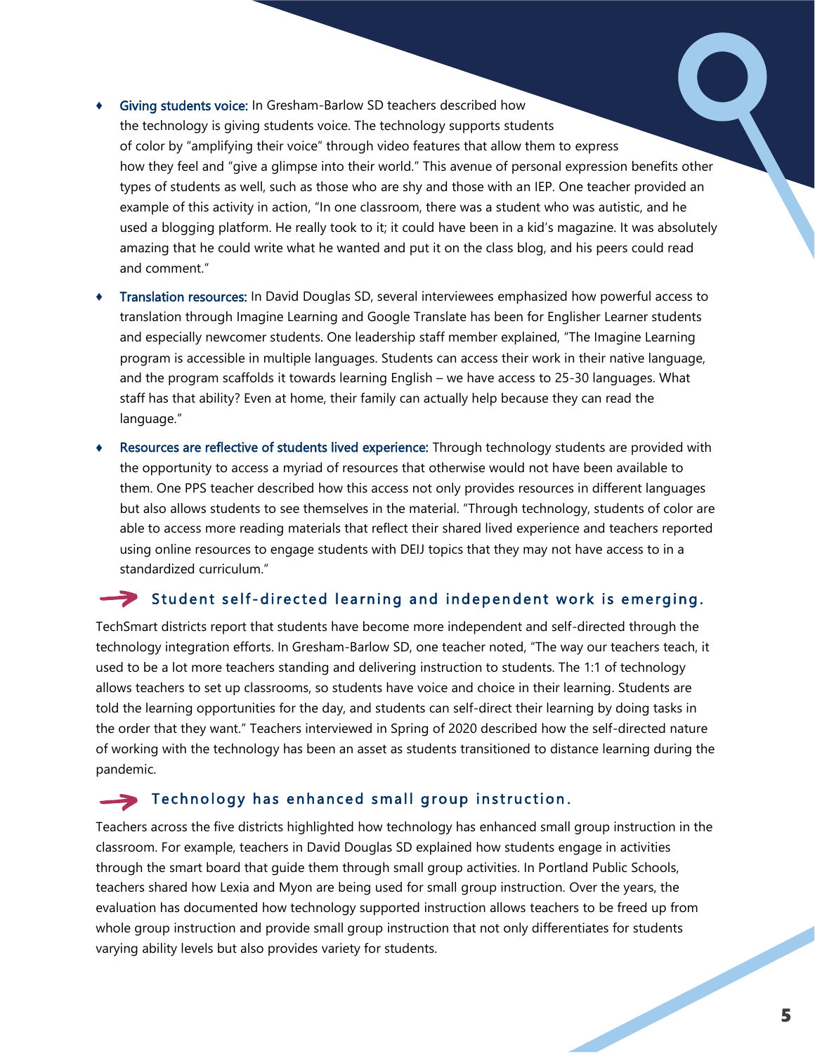- **Giving students voice:** In Gresham-Barlow SD teachers described how the technology is giving students voice. The technology supports students of color by "amplifying their voice" through video features that allow them to express how they feel and "give a glimpse into their world." This avenue of personal expression benefits other types of students as well, such as those who are shy and those with an IEP. One teacher provided an example of this activity in action, "In one classroom, there was a student who was autistic, and he used a blogging platform. He really took to it; it could have been in a kid's magazine. It was absolutely amazing that he could write what he wanted and put it on the class blog, and his peers could read and comment."
- **Translation resources:** In David Douglas SD, several interviewees emphasized how powerful access to translation through Imagine Learning and Google Translate has been for Englisher Learner students and especially newcomer students. One leadership staff member explained, "The Imagine Learning program is accessible in multiple languages. Students can access their work in their native language, and the program scaffolds it towards learning English – we have access to 25-30 languages. What staff has that ability? Even at home, their family can actually help because they can read the language."
- **Resources are reflective of students lived experience:** Through technology students are provided with the opportunity to access a myriad of resources that otherwise would not have been available to them. One PPS teacher described how this access not only provides resources in different languages but also allows students to see themselves in the material. "Through technology, students of color are able to access more reading materials that reflect their shared lived experience and teachers reported using online resources to engage students with DEIJ topics that they may not have access to in a standardized curriculum."

## Student self-directed learning and independent work is emerging.

TechSmart districts report that students have become more independent and self-directed through the technology integration efforts. In Gresham-Barlow SD, one teacher noted, "The way our teachers teach, it used to be a lot more teachers standing and delivering instruction to students. The 1:1 of technology allows teachers to set up classrooms, so students have voice and choice in their learning. Students are told the learning opportunities for the day, and students can self-direct their learning by doing tasks in the order that they want." Teachers interviewed in Spring of 2020 described how the self-directed nature of working with the technology has been an asset as students transitioned to distance learning during the pandemic.

## Technology has enhanced small group instruction.

Teachers across the five districts highlighted how technology has enhanced small group instruction in the classroom. For example, teachers in David Douglas SD explained how students engage in activities through the smart board that guide them through small group activities. In Portland Public Schools, teachers shared how Lexia and Myon are being used for small group instruction. Over the years, the evaluation has documented how technology supported instruction allows teachers to be freed up from whole group instruction and provide small group instruction that not only differentiates for students varying ability levels but also provides variety for students.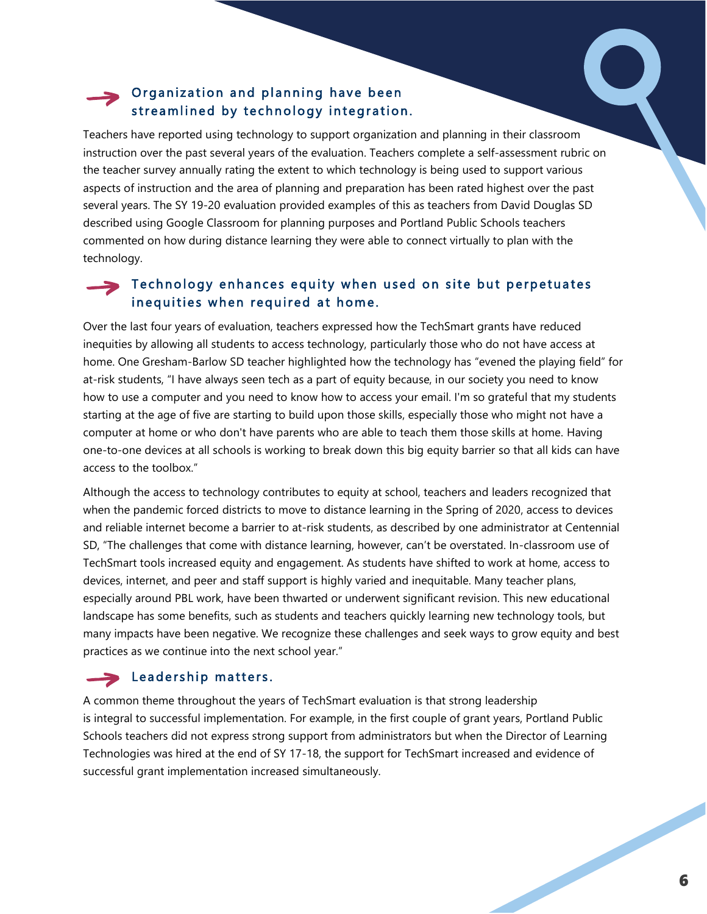### Organization and planning have been streamlined by technology integration.

Teachers have reported using technology to support organization and planning in their classroom instruction over the past several years of the evaluation. Teachers complete a self-assessment rubric on the teacher survey annually rating the extent to which technology is being used to support various aspects of instruction and the area of planning and preparation has been rated highest over the past several years. The SY 19-20 evaluation provided examples of this as teachers from David Douglas SD described using Google Classroom for planning purposes and Portland Public Schools teachers commented on how during distance learning they were able to connect virtually to plan with the technology.

### Technology enhances equity when used on site but perpetuates inequities when required at home.

Over the last four years of evaluation, teachers expressed how the TechSmart grants have reduced inequities by allowing all students to access technology, particularly those who do not have access at home. One Gresham-Barlow SD teacher highlighted how the technology has "evened the playing field" for at-risk students, "I have always seen tech as a part of equity because, in our society you need to know how to use a computer and you need to know how to access your email. I'm so grateful that my students starting at the age of five are starting to build upon those skills, especially those who might not have a computer at home or who don't have parents who are able to teach them those skills at home. Having one-to-one devices at all schools is working to break down this big equity barrier so that all kids can have access to the toolbox."

Although the access to technology contributes to equity at school, teachers and leaders recognized that when the pandemic forced districts to move to distance learning in the Spring of 2020, access to devices and reliable internet become a barrier to at-risk students, as described by one administrator at Centennial SD, "The challenges that come with distance learning, however, can't be overstated. In-classroom use of TechSmart tools increased equity and engagement. As students have shifted to work at home, access to devices, internet, and peer and staff support is highly varied and inequitable. Many teacher plans, especially around PBL work, have been thwarted or underwent significant revision. This new educational landscape has some benefits, such as students and teachers quickly learning new technology tools, but many impacts have been negative. We recognize these challenges and seek ways to grow equity and best practices as we continue into the next school year."

### Leadership matters.

A common theme throughout the years of TechSmart evaluation is that strong leadership is integral to successful implementation. For example, in the first couple of grant years, Portland Public Schools teachers did not express strong support from administrators but when the Director of Learning Technologies was hired at the end of SY 17-18, the support for TechSmart increased and evidence of successful grant implementation increased simultaneously.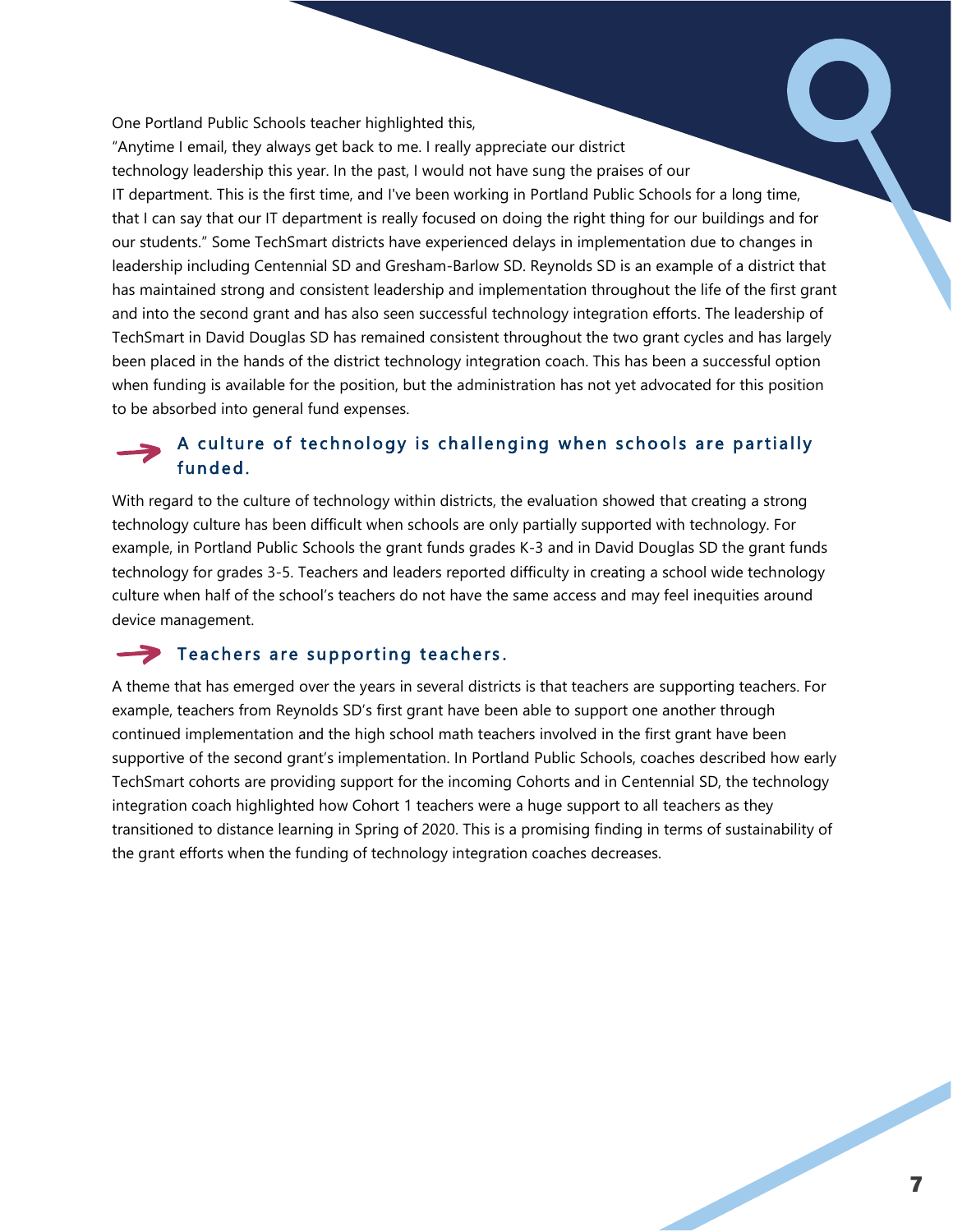One Portland Public Schools teacher highlighted this, "Anytime I email, they always get back to me. I really appreciate our district technology leadership this year. In the past, I would not have sung the praises of our IT department. This is the first time, and I've been working in Portland Public Schools for a long time, that I can say that our IT department is really focused on doing the right thing for our buildings and for our students." Some TechSmart districts have experienced delays in implementation due to changes in leadership including Centennial SD and Gresham-Barlow SD. Reynolds SD is an example of a district that has maintained strong and consistent leadership and implementation throughout the life of the first grant and into the second grant and has also seen successful technology integration efforts. The leadership of TechSmart in David Douglas SD has remained consistent throughout the two grant cycles and has largely been placed in the hands of the district technology integration coach. This has been a successful option when funding is available for the position, but the administration has not yet advocated for this position to be absorbed into general fund expenses.

### A culture of technology is challenging when schools are partially funded.

With regard to the culture of technology within districts, the evaluation showed that creating a strong technology culture has been difficult when schools are only partially supported with technology. For example, in Portland Public Schools the grant funds grades K-3 and in David Douglas SD the grant funds technology for grades 3-5. Teachers and leaders reported difficulty in creating a school wide technology culture when half of the school's teachers do not have the same access and may feel inequities around device management.

### Teachers are supporting teachers.

A theme that has emerged over the years in several districts is that teachers are supporting teachers. For example, teachers from Reynolds SD's first grant have been able to support one another through continued implementation and the high school math teachers involved in the first grant have been supportive of the second grant's implementation. In Portland Public Schools, coaches described how early TechSmart cohorts are providing support for the incoming Cohorts and in Centennial SD, the technology integration coach highlighted how Cohort 1 teachers were a huge support to all teachers as they transitioned to distance learning in Spring of 2020. This is a promising finding in terms of sustainability of the grant efforts when the funding of technology integration coaches decreases.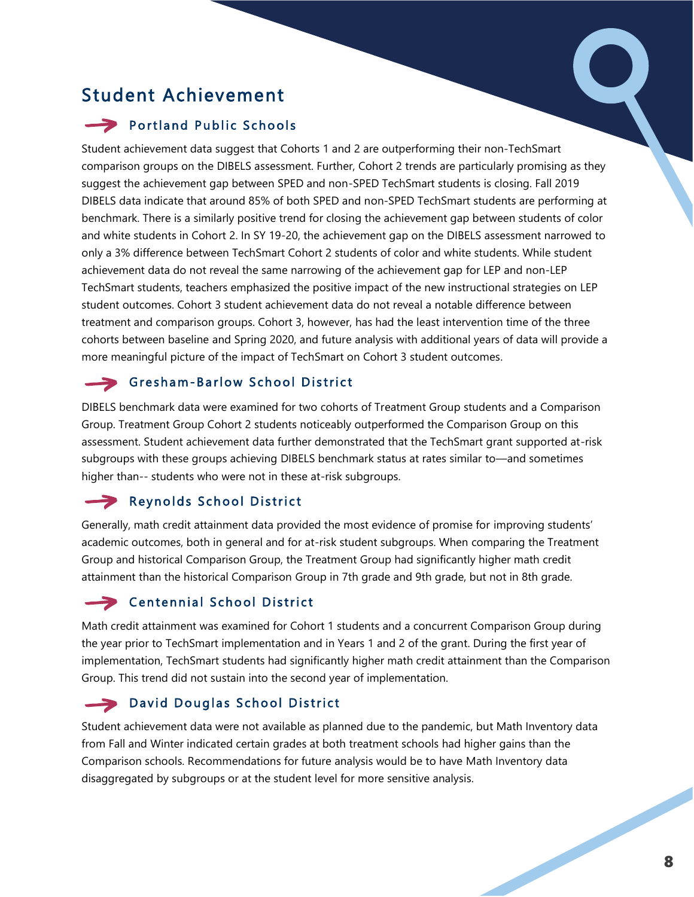# Student Achievement

## Portland Public Schools

Student achievement data suggest that Cohorts 1 and 2 are outperforming their non-TechSmart comparison groups on the DIBELS assessment. Further, Cohort 2 trends are particularly promising as they suggest the achievement gap between SPED and non-SPED TechSmart students is closing. Fall 2019 DIBELS data indicate that around 85% of both SPED and non-SPED TechSmart students are performing at benchmark. There is a similarly positive trend for closing the achievement gap between students of color and white students in Cohort 2. In SY 19-20, the achievement gap on the DIBELS assessment narrowed to only a 3% difference between TechSmart Cohort 2 students of color and white students. While student achievement data do not reveal the same narrowing of the achievement gap for LEP and non-LEP TechSmart students, teachers emphasized the positive impact of the new instructional strategies on LEP student outcomes. Cohort 3 student achievement data do not reveal a notable difference between treatment and comparison groups. Cohort 3, however, has had the least intervention time of the three cohorts between baseline and Spring 2020, and future analysis with additional years of data will provide a more meaningful picture of the impact of TechSmart on Cohort 3 student outcomes.

## Gresham-Barlow School District

DIBELS benchmark data were examined for two cohorts of Treatment Group students and a Comparison Group. Treatment Group Cohort 2 students noticeably outperformed the Comparison Group on this assessment. Student achievement data further demonstrated that the TechSmart grant supported at-risk subgroups with these groups achieving DIBELS benchmark status at rates similar to—and sometimes higher than-- students who were not in these at-risk subgroups.

## Reynolds School District

Generally, math credit attainment data provided the most evidence of promise for improving students' academic outcomes, both in general and for at-risk student subgroups. When comparing the Treatment Group and historical Comparison Group, the Treatment Group had significantly higher math credit attainment than the historical Comparison Group in 7th grade and 9th grade, but not in 8th grade.

## Centennial School District

Math credit attainment was examined for Cohort 1 students and a concurrent Comparison Group during the year prior to TechSmart implementation and in Years 1 and 2 of the grant. During the first year of implementation, TechSmart students had significantly higher math credit attainment than the Comparison Group. This trend did not sustain into the second year of implementation.

## David Douglas School District

Student achievement data were not available as planned due to the pandemic, but Math Inventory data from Fall and Winter indicated certain grades at both treatment schools had higher gains than the Comparison schools. Recommendations for future analysis would be to have Math Inventory data disaggregated by subgroups or at the student level for more sensitive analysis.